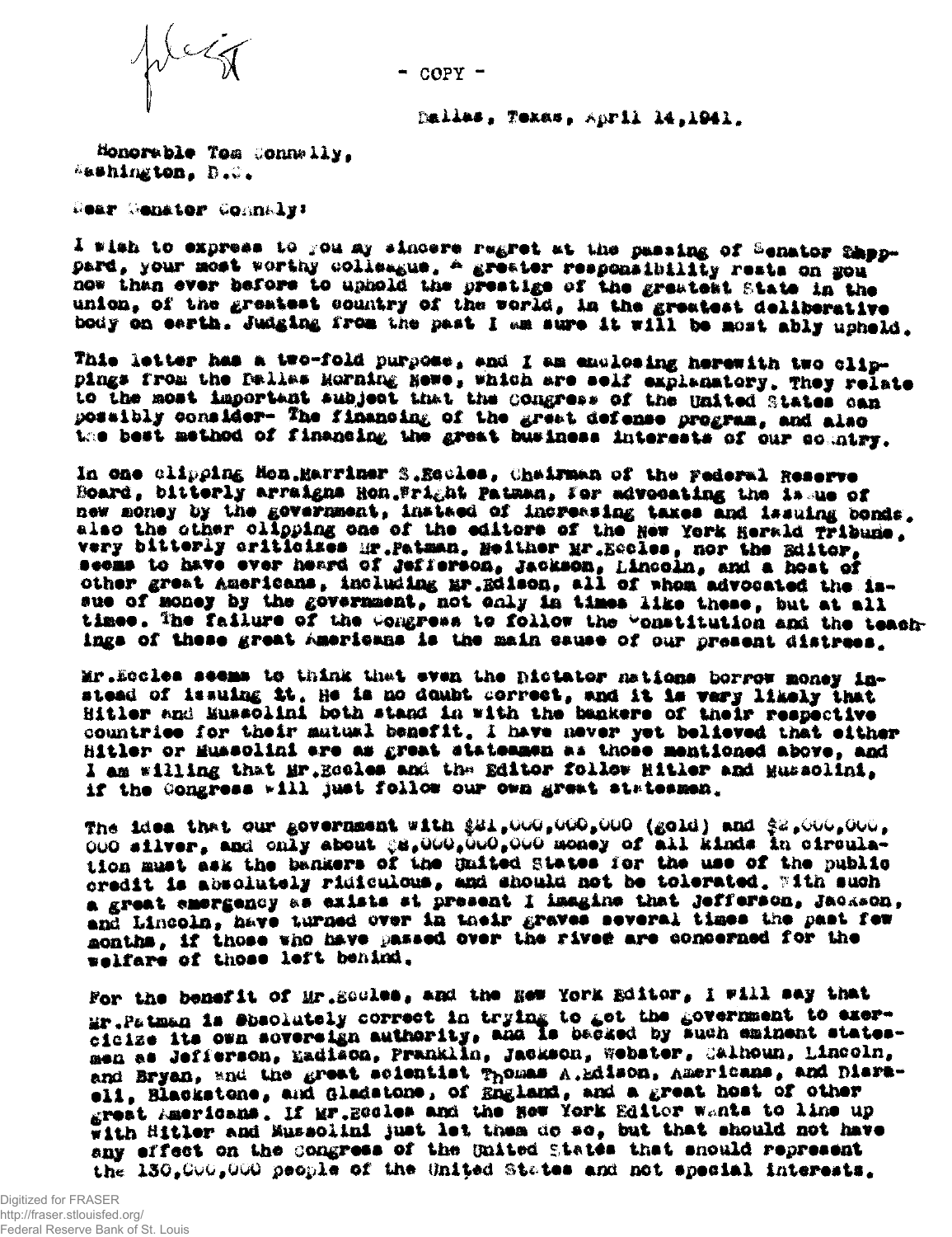- COPY -

Dallas, Texas, April 14,1941.

Honorable Tom Connally,
Washington, D.C.

Dear Senator Connaly:

I wish to express to you my sincere regret at the passing of Senator Sheppard, your most worthy colleague. A greater responsibility rests on you now than ever before to uphold the prestige of the greatest State in the union, of the greatest country of the world, in the greatest deliberative body on earth. Judging from the past I am sure it will be most ably upheld.

This letter has a two-fold purpose, and I am enclosing herewith two clippings from the Dallas Morning News, which are self explanatory. They relate to the most important subject that the Congress of the United States can possibly consider- The financing of the great defense program, and also the best method of financing the great business interests of our country.

In one clipping Hon.Marriner S.Eccles, Chairman of the Federal Reserve Board, bitterly arraigns Hon.Wright Patman, for advocating the issue of new money by the government, instead of increasing taxes and issuing bonds, also the other clipping one of the editors of the New York Herald Tribune, very bitterly criticizes Mr.Patman. Neither Mr.Eccles, nor the Editor, seems to have ever heard of Jefferson, Jackson, Lincoln, and a host of other great Americans, including Mr.Edison, all of whom advocated the issue of money by the government, not only in times like these, but at all times. The failure of the Congress to follow the Constitution and the teachings of these great Americans is the main cause of our present distress.

Mr.Eccles seems to think that even the Dictator nations borrow money instead of issuing it. He is no doubt correct, and it is very likely that Hitler and Mussolini both stand in with the bankers of their respective countries for their mutual benefit. I have never yet believed that either Hitler or Mussolini are as great statesmen as those mentioned above, and I am willing that Mr.Eccles and the Editor follow Hitler and Mussolini, if the Congress will just follow our own great statesmen.

The idea that our government with $21,000,000,000 (gold) and $2,000,000,000 silver, and only about $8,000,000,000 money of all kinds in circulation must ask the bankers of the United States for the use of the public credit is absolutely ridiculous, and should not be tolerated. With such a great emergency as exists at present I imagine that Jefferson, Jackson, and Lincoln, have turned over in their graves several times the past few months, if those who have passed over the river are concerned for the welfare of those left behind.

For the benefit of Mr.Eccles, and the New York Editor, I will say that Mr.Patman is absolutely correct in trying to get the government to exercicize its own sovereign authority, and is backed by such eminent statesmen as Jefferson, Madison, Franklin, Jackson, Webster, Calhoun, Lincoln, and Bryan, and the great scientist Thomas A.Edison, Americans, and Disraeli, Blackstone, and Gladstone, of England, and a great host of other great Americans. If Mr.Eccles and the New York Editor wants to line up with Hitler and Mussolini just let them do so, but that should not have any effect on the Congress of the United States that should represent the 130,000,000 people of the United States and not special interests.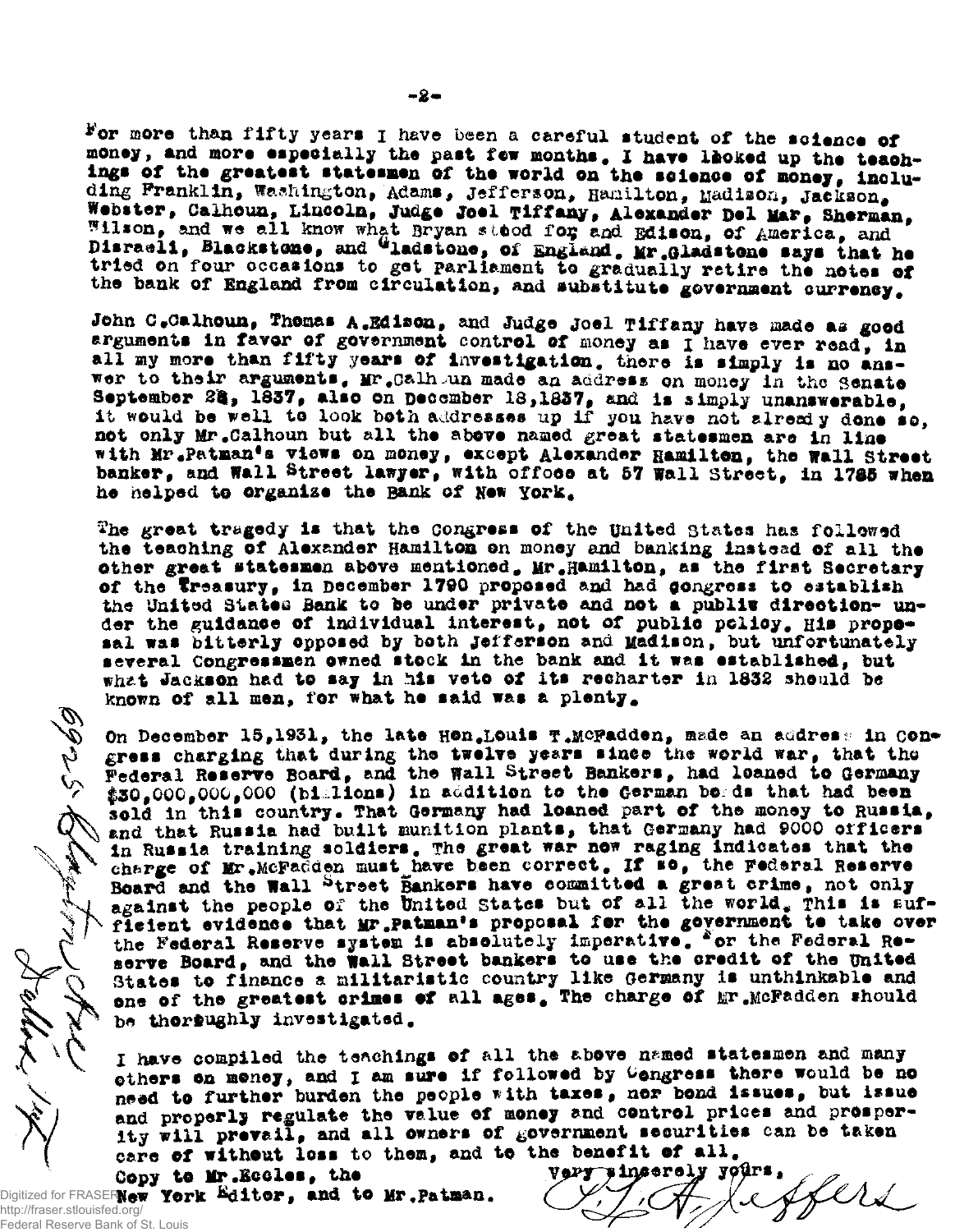For more than fifty years I have been a careful student of the science of money, and more especially the past few months. I have looked up the teachings of the greatest statesmen of the world on the science of money, including Franklin, Washington, Adams, Jefferson, Hamilton, Madison, Jackson, Webster, Calhoun, Lincoln, Judge Joel Tiffany, Alexander Del Mar, Sherman, Wilson, and we all know what Bryan stood for and Edison, of America, and Disraeli, Blackstone, and Gladstone, of England. Mr.Gladstone says that he tried on four occasions to get Parliament to gradually retire the notes of the bank of England from circulation, and substitute government currency.

John C.Calhoun, Thomas A.Edison, and Judge Joel Tiffany have made as good arguments in favor of government control of money as I have ever read, in all my more than fifty years of investigation, there is simply is no answer to their arguments. Mr.Calhoun made an address on money in the Senate September 28, 1837, also on December 18,1837, and is simply unanswerable, it would be well to look both addresses up if you have not already done so, not only Mr.Calhoun but all the above named great statesmen are in line with Mr.Patman's views on money, except Alexander Hamilton, the Wall Street banker, and Wall Street lawyer, with offoce at 57 Wall Street, in 1785 when he helped to organize the Bank of New York.

The great tragedy is that the Congress of the United States has followed the teaching of Alexander Hamilton on money and banking instead of all the other great statesmen above mentioned. Mr.Hamilton, as the first Secretary of the Treasury, in December 1790 proposed and had Congress to establish the United States Bank to be under private and not a public direction- under the guidance of individual interest, not of public policy. His proposal was bitterly opposed by both Jefferson and Madison, but unfortunately several Congressmen owned stock in the bank and it was established, but what Jackson had to say in his veto of its recharter in 1832 should be known of all men, for what he said was a plenty.

On December 15,1931, the late Hon.Louis T.McFadden, made an address in Congress charging that during the twelve years since the world war, that the Federal Reserve Board, and the Wall Street Bankers, had loaned to Germany $30,000,000,000 (billions) in addition to the German bonds that had been sold in this country. That Germany had loaned part of the money to Russia, and that Russia had built munition plants, that Germany had 9000 officers in Russia training soldiers. The great war now raging indicates that the charge of Mr.McFadden must have been correct. If so, the Federal Reserve Board and the Wall Street Bankers have committed a great crime, not only against the people of the United States but of all the world. This is sufficient evidence that Mr.Patman's proposal for the government to take over the Federal Reserve system is absolutely imperative. For the Federal Reserve Board, and the Wall Street bankers to use the credit of the United States to finance a militaristic country like Germany is unthinkable and one of the greatest crimes of all ages. The charge of Mr.McFadden should be thoroughly investigated.

I have compiled the teachings of all the above named statesmen and many others on money, and I am sure if followed by Congress there would be no need to further burden the people with taxes, nor bond issues, but issue and properly regulate the value of money and control prices and prosperity will prevail, and all owners of government securities can be taken care of without loss to them, and to the benefit of all.

Copy to Mr.Eccles, the New York Editor, and to Mr.Patman.

Very sincerely yours,

P. J. A. Jeffers